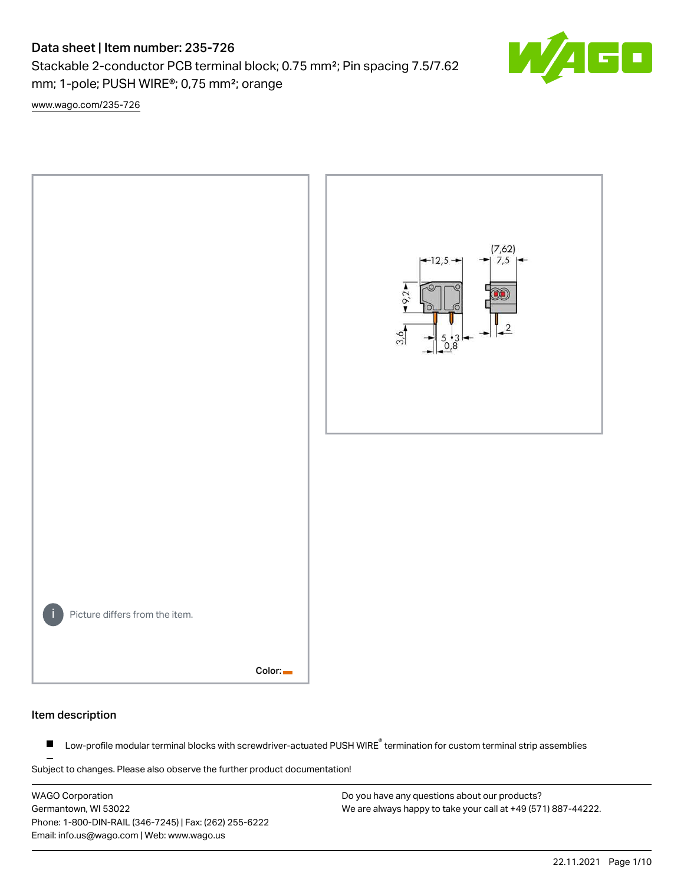# Data sheet | Item number: 235-726

Stackable 2-conductor PCB terminal block; 0.75 mm²; Pin spacing 7.5/7.62 mm; 1-pole; PUSH WIRE®; 0,75 mm²; orange

www.wago.com/235-726

Picture differs from the item.

Color:

## Item description

- Low-profile modular terminal blocks with screwdriver-actuated PUSH WIRE® termination for custom terminal strip assemblies

Subject to changes. Please also observe the further product documentation!

WAGO Corporation
Germantown, WI 53022
Phone: 1-800-DIN-RAIL (346-7245) | Fax: (262) 255-6222
Email: info.us@wago.com | Web: www.wago.us

Do you have any questions about our products?
We are always happy to take your call at +49 (571) 887-44222.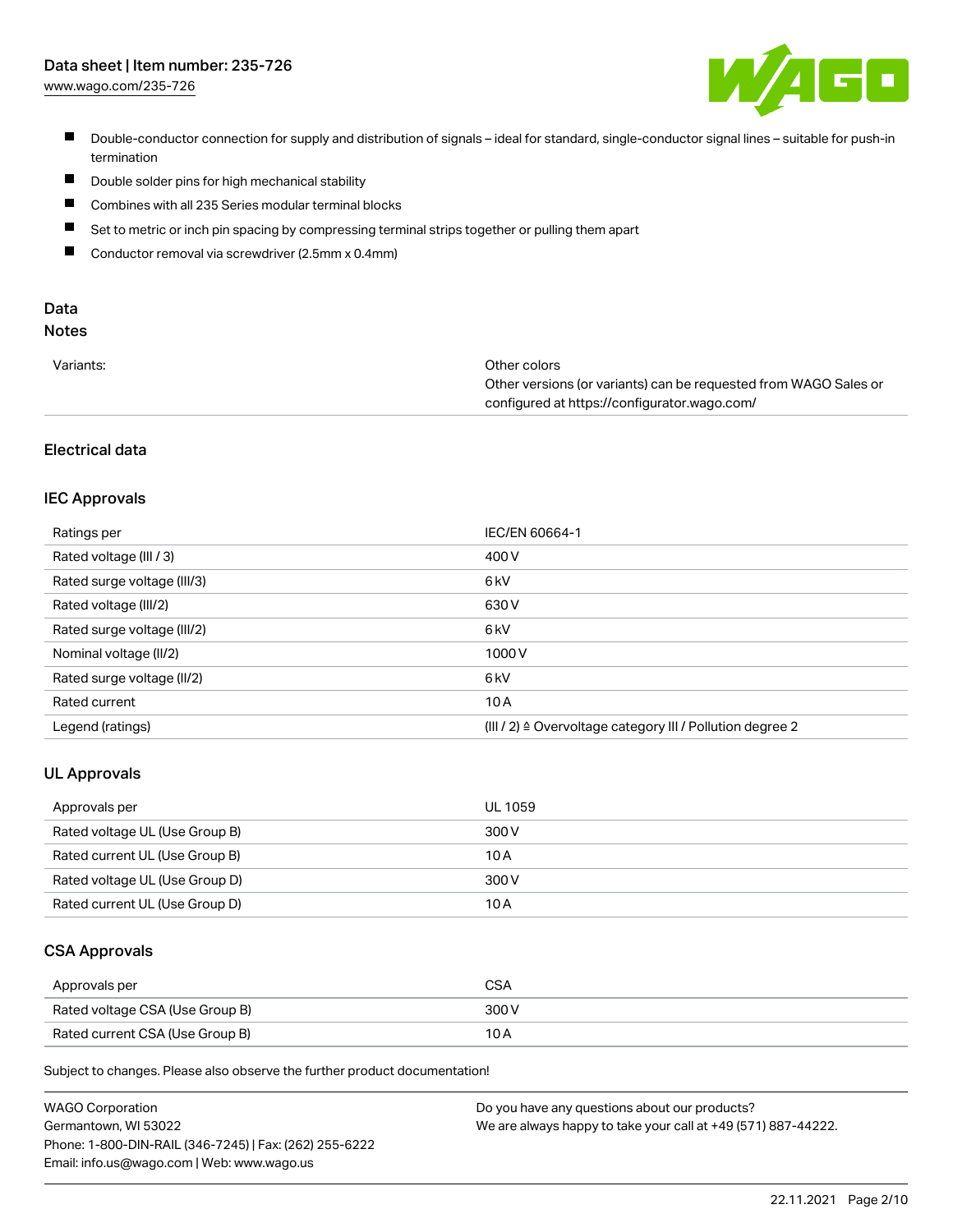- Double-conductor connection for supply and distribution of signals – ideal for standard, single-conductor signal lines – suitable for push-in termination
- Double solder pins for high mechanical stability
- Combines with all 235 Series modular terminal blocks
- Set to metric or inch pin spacing by compressing terminal strips together or pulling them apart
- Conductor removal via screwdriver (2.5mm x 0.4mm)

## Data

### Notes

| | |
|---|---|
| Variants: | Other colors<br>Other versions (or variants) can be requested from WAGO Sales or configured at https://configurator.wago.com/ |

### Electrical data

#### IEC Approvals

| | |
|---|---|
| Ratings per | IEC/EN 60664-1 |
| Rated voltage (III / 3) | 400 V |
| Rated surge voltage (III/3) | 6 kV |
| Rated voltage (III/2) | 630 V |
| Rated surge voltage (III/2) | 6 kV |
| Nominal voltage (II/2) | 1000 V |
| Rated surge voltage (II/2) | 6 kV |
| Rated current | 10 A |
| Legend (ratings) | (III / 2) ≙ Overvoltage category III / Pollution degree 2 |

#### UL Approvals

| | |
|---|---|
| Approvals per | UL 1059 |
| Rated voltage UL (Use Group B) | 300 V |
| Rated current UL (Use Group B) | 10 A |
| Rated voltage UL (Use Group D) | 300 V |
| Rated current UL (Use Group D) | 10 A |

#### CSA Approvals

| | |
|---|---|
| Approvals per | CSA |
| Rated voltage CSA (Use Group B) | 300 V |
| Rated current CSA (Use Group B) | 10 A |

Subject to changes. Please also observe the further product documentation!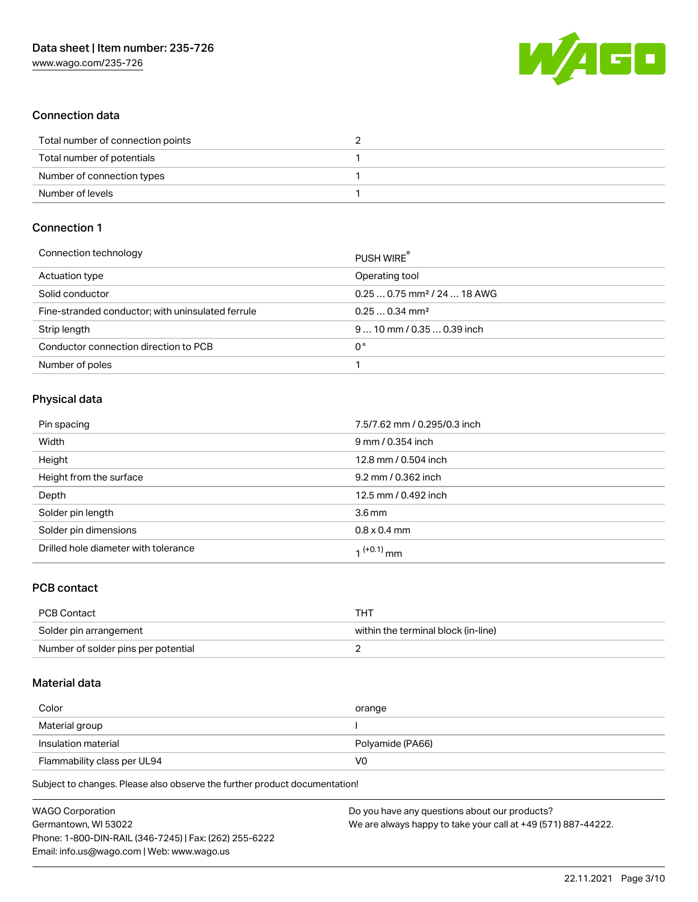## Connection data

| | |
|---|---|
| Total number of connection points | 2 |
| Total number of potentials | 1 |
| Number of connection types | 1 |
| Number of levels | 1 |

## Connection 1

| | |
|---|---|
| Connection technology | PUSH WIRE® |
| Actuation type | Operating tool |
| Solid conductor | 0.25 … 0.75 mm² / 24 … 18 AWG |
| Fine-stranded conductor; with uninsulated ferrule | 0.25 … 0.34 mm² |
| Strip length | 9 … 10 mm / 0.35 … 0.39 inch |
| Conductor connection direction to PCB | 0 ° |
| Number of poles | 1 |

## Physical data

| | |
|---|---|
| Pin spacing | 7.5/7.62 mm / 0.295/0.3 inch |
| Width | 9 mm / 0.354 inch |
| Height | 12.8 mm / 0.504 inch |
| Height from the surface | 9.2 mm / 0.362 inch |
| Depth | 12.5 mm / 0.492 inch |
| Solder pin length | 3.6 mm |
| Solder pin dimensions | 0.8 x 0.4 mm |
| Drilled hole diameter with tolerance | $1^{(+0.1)}$ mm |

## PCB contact

| | |
|---|---|
| PCB Contact | THT |
| Solder pin arrangement | within the terminal block (in-line) |
| Number of solder pins per potential | 2 |

## Material data

| | |
|---|---|
| Color | orange |
| Material group | I |
| Insulation material | Polyamide (PA66) |
| Flammability class per UL94 | V0 |

Subject to changes. Please also observe the further product documentation!

WAGO Corporation
Germantown, WI 53022
Phone: 1-800-DIN-RAIL (346-7245) | Fax: (262) 255-6222
Email: info.us@wago.com | Web: www.wago.us

Do you have any questions about our products?
We are always happy to take your call at +49 (571) 887-44222.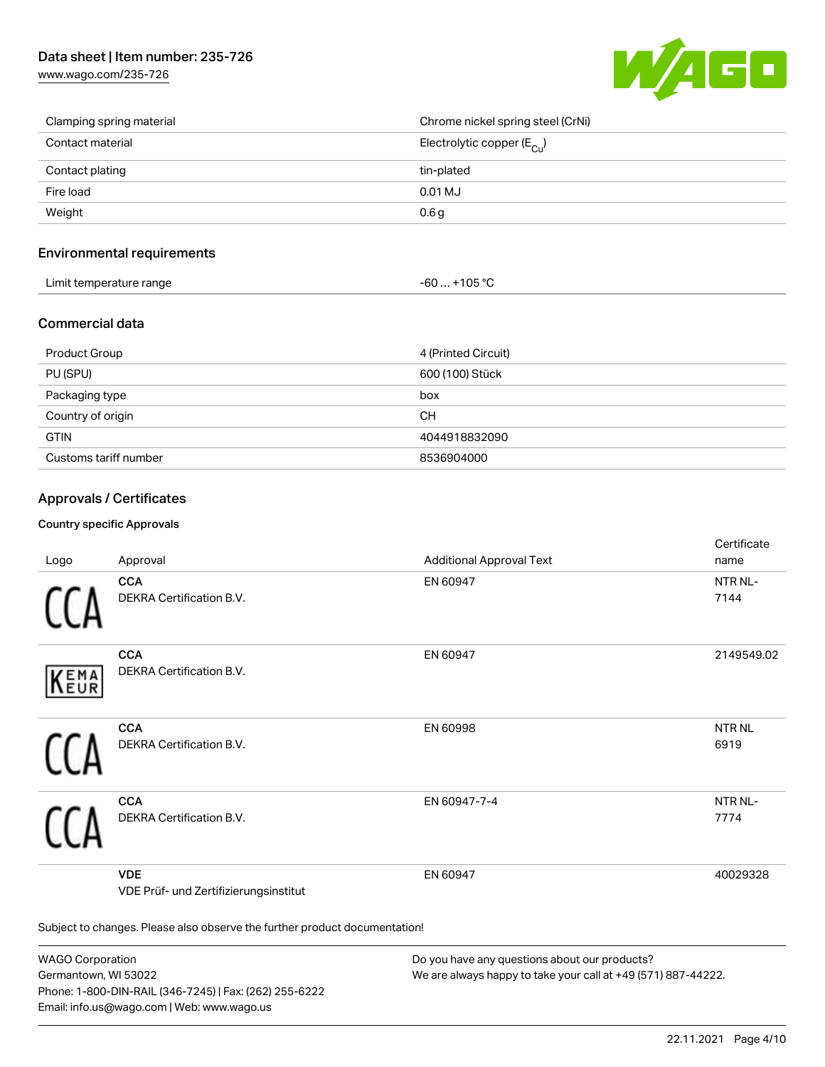| | |
|---|---|
| Clamping spring material | Chrome nickel spring steel (CrNi) |
| Contact material | Electrolytic copper ($E_{Cu}$) |
| Contact plating | tin-plated |
| Fire load | 0.01 MJ |
| Weight | 0.6 g |

## Environmental requirements

| | |
|---|---|
| Limit temperature range | -60 … +105 °C |

## Commercial data

| | |
|---|---|
| Product Group | 4 (Printed Circuit) |
| PU (SPU) | 600 (100) Stück |
| Packaging type | box |
| Country of origin | CH |
| GTIN | 4044918832090 |
| Customs tariff number | 8536904000 |

## Approvals / Certificates

### Country specific Approvals

| Logo | Approval | Additional Approval Text | Certificate name |
|---|---|---|---|
| | **CCA**<br>DEKRA Certification B.V. | EN 60947 | NTR NL-7144 |
| | **CCA**<br>DEKRA Certification B.V. | EN 60947 | 2149549.02 |
| | **CCA**<br>DEKRA Certification B.V. | EN 60998 | NTR NL 6919 |
| | **CCA**<br>DEKRA Certification B.V. | EN 60947-7-4 | NTR NL-7774 |
| | **VDE**<br>VDE Prüf- und Zertifizierungsinstitut | EN 60947 | 40029328 |

Subject to changes. Please also observe the further product documentation!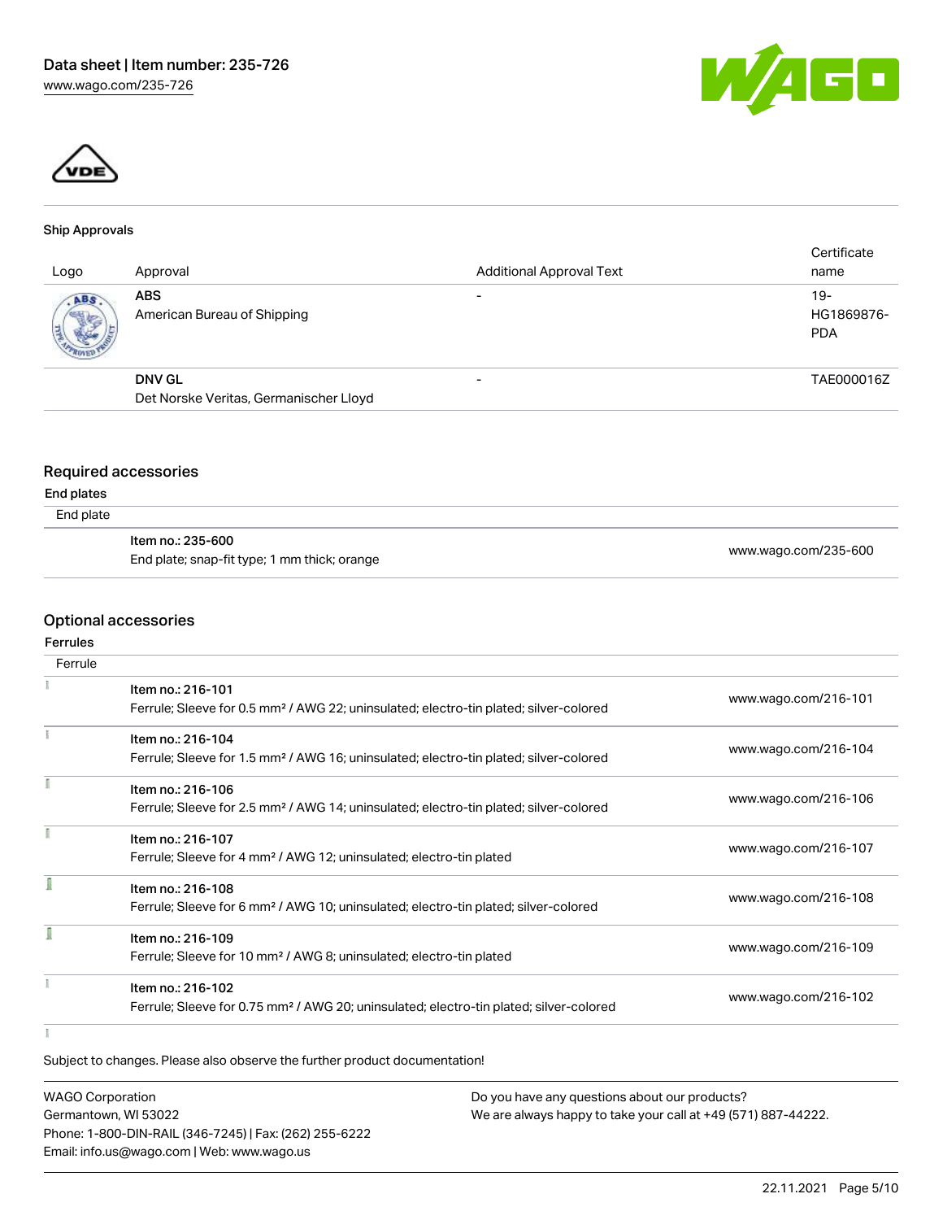## Ship Approvals

| Logo | Approval | Additional Approval Text | Certificate name |
| --- | --- | --- | --- |
| | **ABS**<br>American Bureau of Shipping | - | 19-HG1869876-PDA |
| | **DNV GL**<br>Det Norske Veritas, Germanischer Lloyd | - | TAE000016Z |

## Required accessories

**End plates**

End plate

| | |
| --- | --- |
| Item no.: 235-600<br>End plate; snap-fit type; 1 mm thick; orange | www.wago.com/235-600 |

## Optional accessories

**Ferrules**

Ferrule

| | |
| --- | --- |
| Item no.: 216-101<br>Ferrule; Sleeve for 0.5 mm² / AWG 22; uninsulated; electro-tin plated; silver-colored | www.wago.com/216-101 |
| Item no.: 216-104<br>Ferrule; Sleeve for 1.5 mm² / AWG 16; uninsulated; electro-tin plated; silver-colored | www.wago.com/216-104 |
| Item no.: 216-106<br>Ferrule; Sleeve for 2.5 mm² / AWG 14; uninsulated; electro-tin plated; silver-colored | www.wago.com/216-106 |
| Item no.: 216-107<br>Ferrule; Sleeve for 4 mm² / AWG 12; uninsulated; electro-tin plated | www.wago.com/216-107 |
| Item no.: 216-108<br>Ferrule; Sleeve for 6 mm² / AWG 10; uninsulated; electro-tin plated; silver-colored | www.wago.com/216-108 |
| Item no.: 216-109<br>Ferrule; Sleeve for 10 mm² / AWG 8; uninsulated; electro-tin plated | www.wago.com/216-109 |
| Item no.: 216-102<br>Ferrule; Sleeve for 0.75 mm² / AWG 20; uninsulated; electro-tin plated; silver-colored | www.wago.com/216-102 |

Subject to changes. Please also observe the further product documentation!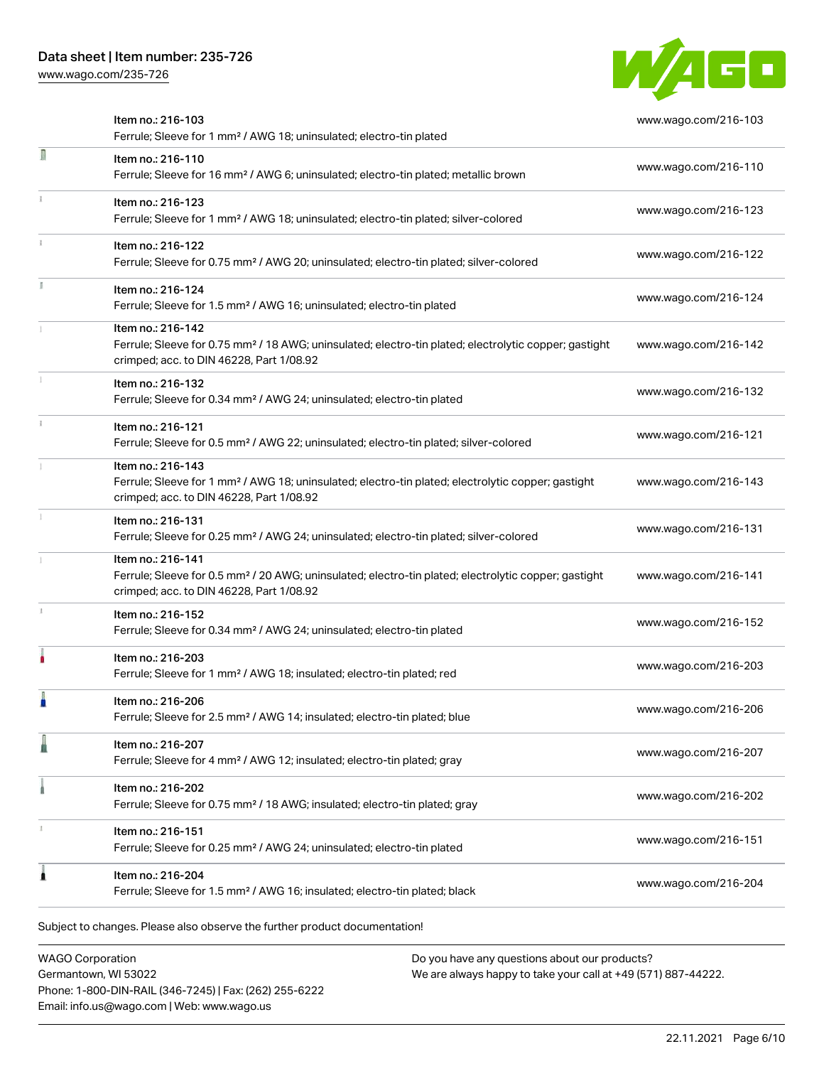| Item | Description | Link |
|---|---|---|
| Item no.: 216-103 | Ferrule; Sleeve for 1 mm² / AWG 18; uninsulated; electro-tin plated | www.wago.com/216-103 |
| Item no.: 216-110 | Ferrule; Sleeve for 16 mm² / AWG 6; uninsulated; electro-tin plated; metallic brown | www.wago.com/216-110 |
| Item no.: 216-123 | Ferrule; Sleeve for 1 mm² / AWG 18; uninsulated; electro-tin plated; silver-colored | www.wago.com/216-123 |
| Item no.: 216-122 | Ferrule; Sleeve for 0.75 mm² / AWG 20; uninsulated; electro-tin plated; silver-colored | www.wago.com/216-122 |
| Item no.: 216-124 | Ferrule; Sleeve for 1.5 mm² / AWG 16; uninsulated; electro-tin plated | www.wago.com/216-124 |
| Item no.: 216-142 | Ferrule; Sleeve for 0.75 mm² / 18 AWG; uninsulated; electro-tin plated; electrolytic copper; gastight crimped; acc. to DIN 46228, Part 1/08.92 | www.wago.com/216-142 |
| Item no.: 216-132 | Ferrule; Sleeve for 0.34 mm² / AWG 24; uninsulated; electro-tin plated | www.wago.com/216-132 |
| Item no.: 216-121 | Ferrule; Sleeve for 0.5 mm² / AWG 22; uninsulated; electro-tin plated; silver-colored | www.wago.com/216-121 |
| Item no.: 216-143 | Ferrule; Sleeve for 1 mm² / AWG 18; uninsulated; electro-tin plated; electrolytic copper; gastight crimped; acc. to DIN 46228, Part 1/08.92 | www.wago.com/216-143 |
| Item no.: 216-131 | Ferrule; Sleeve for 0.25 mm² / AWG 24; uninsulated; electro-tin plated; silver-colored | www.wago.com/216-131 |
| Item no.: 216-141 | Ferrule; Sleeve for 0.5 mm² / 20 AWG; uninsulated; electro-tin plated; electrolytic copper; gastight crimped; acc. to DIN 46228, Part 1/08.92 | www.wago.com/216-141 |
| Item no.: 216-152 | Ferrule; Sleeve for 0.34 mm² / AWG 24; uninsulated; electro-tin plated | www.wago.com/216-152 |
| Item no.: 216-203 | Ferrule; Sleeve for 1 mm² / AWG 18; insulated; electro-tin plated; red | www.wago.com/216-203 |
| Item no.: 216-206 | Ferrule; Sleeve for 2.5 mm² / AWG 14; insulated; electro-tin plated; blue | www.wago.com/216-206 |
| Item no.: 216-207 | Ferrule; Sleeve for 4 mm² / AWG 12; insulated; electro-tin plated; gray | www.wago.com/216-207 |
| Item no.: 216-202 | Ferrule; Sleeve for 0.75 mm² / 18 AWG; insulated; electro-tin plated; gray | www.wago.com/216-202 |
| Item no.: 216-151 | Ferrule; Sleeve for 0.25 mm² / AWG 24; uninsulated; electro-tin plated | www.wago.com/216-151 |
| Item no.: 216-204 | Ferrule; Sleeve for 1.5 mm² / AWG 16; insulated; electro-tin plated; black | www.wago.com/216-204 |

Subject to changes. Please also observe the further product documentation!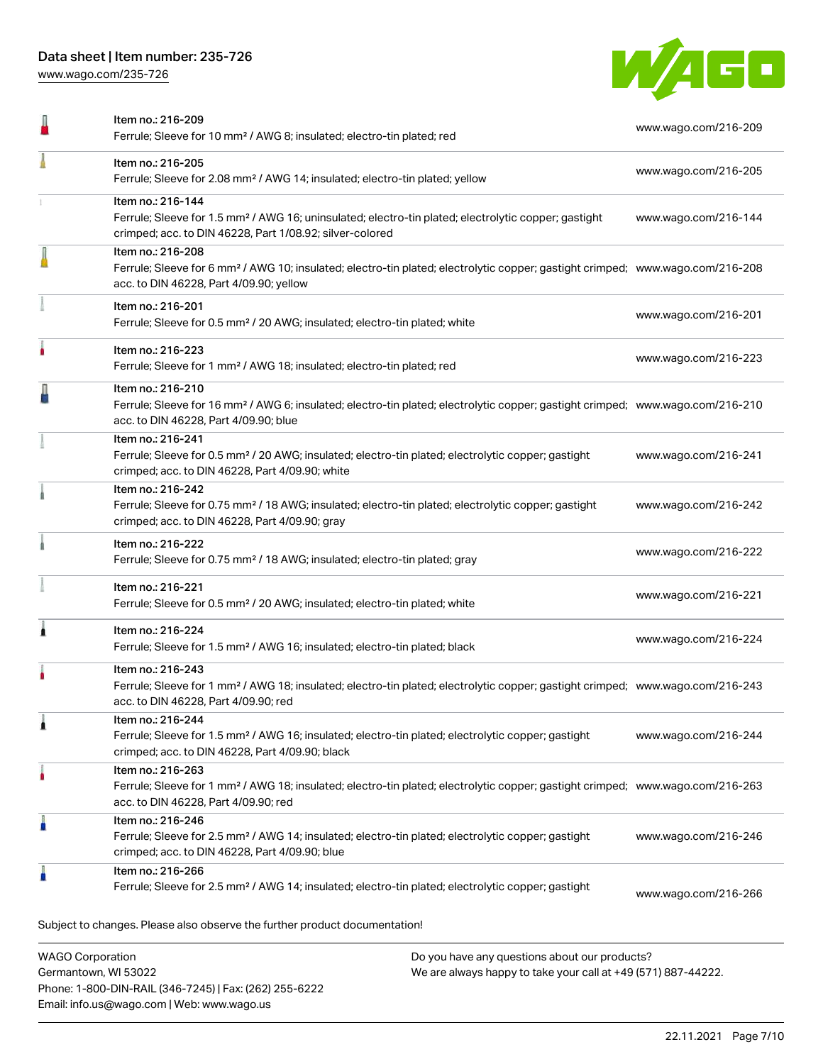| Item | Description | Link |
|---|---|---|
| | Item no.: 216-209<br>Ferrule; Sleeve for 10 mm² / AWG 8; insulated; electro-tin plated; red | www.wago.com/216-209 |
| | Item no.: 216-205<br>Ferrule; Sleeve for 2.08 mm² / AWG 14; insulated; electro-tin plated; yellow | www.wago.com/216-205 |
| | Item no.: 216-144<br>Ferrule; Sleeve for 1.5 mm² / AWG 16; uninsulated; electro-tin plated; electrolytic copper; gastight crimped; acc. to DIN 46228, Part 1/08.92; silver-colored | www.wago.com/216-144 |
| | Item no.: 216-208<br>Ferrule; Sleeve for 6 mm² / AWG 10; insulated; electro-tin plated; electrolytic copper; gastight crimped; acc. to DIN 46228, Part 4/09.90; yellow | www.wago.com/216-208 |
| | Item no.: 216-201<br>Ferrule; Sleeve for 0.5 mm² / 20 AWG; insulated; electro-tin plated; white | www.wago.com/216-201 |
| | Item no.: 216-223<br>Ferrule; Sleeve for 1 mm² / AWG 18; insulated; electro-tin plated; red | www.wago.com/216-223 |
| | Item no.: 216-210<br>Ferrule; Sleeve for 16 mm² / AWG 6; insulated; electro-tin plated; electrolytic copper; gastight crimped; acc. to DIN 46228, Part 4/09.90; blue | www.wago.com/216-210 |
| | Item no.: 216-241<br>Ferrule; Sleeve for 0.5 mm² / 20 AWG; insulated; electro-tin plated; electrolytic copper; gastight crimped; acc. to DIN 46228, Part 4/09.90; white | www.wago.com/216-241 |
| | Item no.: 216-242<br>Ferrule; Sleeve for 0.75 mm² / 18 AWG; insulated; electro-tin plated; electrolytic copper; gastight crimped; acc. to DIN 46228, Part 4/09.90; gray | www.wago.com/216-242 |
| | Item no.: 216-222<br>Ferrule; Sleeve for 0.75 mm² / 18 AWG; insulated; electro-tin plated; gray | www.wago.com/216-222 |
| | Item no.: 216-221<br>Ferrule; Sleeve for 0.5 mm² / 20 AWG; insulated; electro-tin plated; white | www.wago.com/216-221 |
| | Item no.: 216-224<br>Ferrule; Sleeve for 1.5 mm² / AWG 16; insulated; electro-tin plated; black | www.wago.com/216-224 |
| | Item no.: 216-243<br>Ferrule; Sleeve for 1 mm² / AWG 18; insulated; electro-tin plated; electrolytic copper; gastight crimped; acc. to DIN 46228, Part 4/09.90; red | www.wago.com/216-243 |
| | Item no.: 216-244<br>Ferrule; Sleeve for 1.5 mm² / AWG 16; insulated; electro-tin plated; electrolytic copper; gastight crimped; acc. to DIN 46228, Part 4/09.90; black | www.wago.com/216-244 |
| | Item no.: 216-263<br>Ferrule; Sleeve for 1 mm² / AWG 18; insulated; electro-tin plated; electrolytic copper; gastight crimped; acc. to DIN 46228, Part 4/09.90; red | www.wago.com/216-263 |
| | Item no.: 216-246<br>Ferrule; Sleeve for 2.5 mm² / AWG 14; insulated; electro-tin plated; electrolytic copper; gastight crimped; acc. to DIN 46228, Part 4/09.90; blue | www.wago.com/216-246 |
| | Item no.: 216-266<br>Ferrule; Sleeve for 2.5 mm² / AWG 14; insulated; electro-tin plated; electrolytic copper; gastight | www.wago.com/216-266 |

Subject to changes. Please also observe the further product documentation!

WAGO Corporation
Germantown, WI 53022
Phone: 1-800-DIN-RAIL (346-7245) | Fax: (262) 255-6222
Email: info.us@wago.com | Web: www.wago.us

Do you have any questions about our products?
We are always happy to take your call at +49 (571) 887-44222.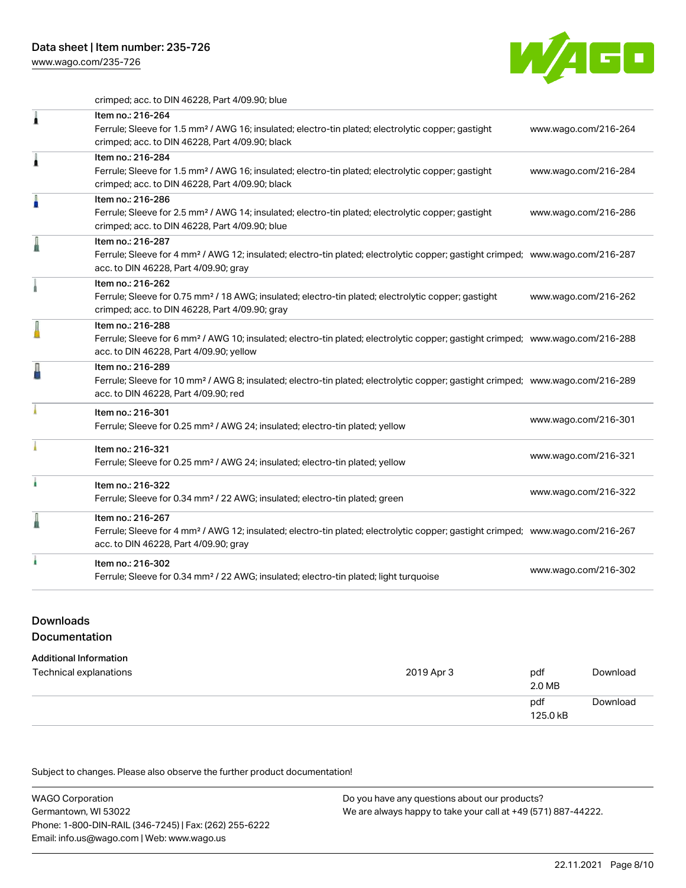crimped; acc. to DIN 46228, Part 4/09.90; blue

| | | |
|---|---|---|
| | Item no.: 216-264<br>Ferrule; Sleeve for 1.5 mm² / AWG 16; insulated; electro-tin plated; electrolytic copper; gastight crimped; acc. to DIN 46228, Part 4/09.90; black | www.wago.com/216-264 |
| | Item no.: 216-284<br>Ferrule; Sleeve for 1.5 mm² / AWG 16; insulated; electro-tin plated; electrolytic copper; gastight crimped; acc. to DIN 46228, Part 4/09.90; black | www.wago.com/216-284 |
| | Item no.: 216-286<br>Ferrule; Sleeve for 2.5 mm² / AWG 14; insulated; electro-tin plated; electrolytic copper; gastight crimped; acc. to DIN 46228, Part 4/09.90; blue | www.wago.com/216-286 |
| | Item no.: 216-287<br>Ferrule; Sleeve for 4 mm² / AWG 12; insulated; electro-tin plated; electrolytic copper; gastight crimped; acc. to DIN 46228, Part 4/09.90; gray | www.wago.com/216-287 |
| | Item no.: 216-262<br>Ferrule; Sleeve for 0.75 mm² / 18 AWG; insulated; electro-tin plated; electrolytic copper; gastight crimped; acc. to DIN 46228, Part 4/09.90; gray | www.wago.com/216-262 |
| | Item no.: 216-288<br>Ferrule; Sleeve for 6 mm² / AWG 10; insulated; electro-tin plated; electrolytic copper; gastight crimped; acc. to DIN 46228, Part 4/09.90; yellow | www.wago.com/216-288 |
| | Item no.: 216-289<br>Ferrule; Sleeve for 10 mm² / AWG 8; insulated; electro-tin plated; electrolytic copper; gastight crimped; acc. to DIN 46228, Part 4/09.90; red | www.wago.com/216-289 |
| | Item no.: 216-301<br>Ferrule; Sleeve for 0.25 mm² / AWG 24; insulated; electro-tin plated; yellow | www.wago.com/216-301 |
| | Item no.: 216-321<br>Ferrule; Sleeve for 0.25 mm² / AWG 24; insulated; electro-tin plated; yellow | www.wago.com/216-321 |
| | Item no.: 216-322<br>Ferrule; Sleeve for 0.34 mm² / 22 AWG; insulated; electro-tin plated; green | www.wago.com/216-322 |
| | Item no.: 216-267<br>Ferrule; Sleeve for 4 mm² / AWG 12; insulated; electro-tin plated; electrolytic copper; gastight crimped; acc. to DIN 46228, Part 4/09.90; gray | www.wago.com/216-267 |
| | Item no.: 216-302<br>Ferrule; Sleeve for 0.34 mm² / 22 AWG; insulated; electro-tin plated; light turquoise | www.wago.com/216-302 |

## Downloads

### Documentation

**Additional Information**

| | | | |
|---|---|---|---|
| Technical explanations | 2019 Apr 3 | pdf<br>2.0 MB | Download |
| | | pdf<br>125.0 kB | Download |

Subject to changes. Please also observe the further product documentation!

WAGO Corporation
Germantown, WI 53022
Phone: 1-800-DIN-RAIL (346-7245) | Fax: (262) 255-6222
Email: info.us@wago.com | Web: www.wago.us

Do you have any questions about our products?
We are always happy to take your call at +49 (571) 887-44222.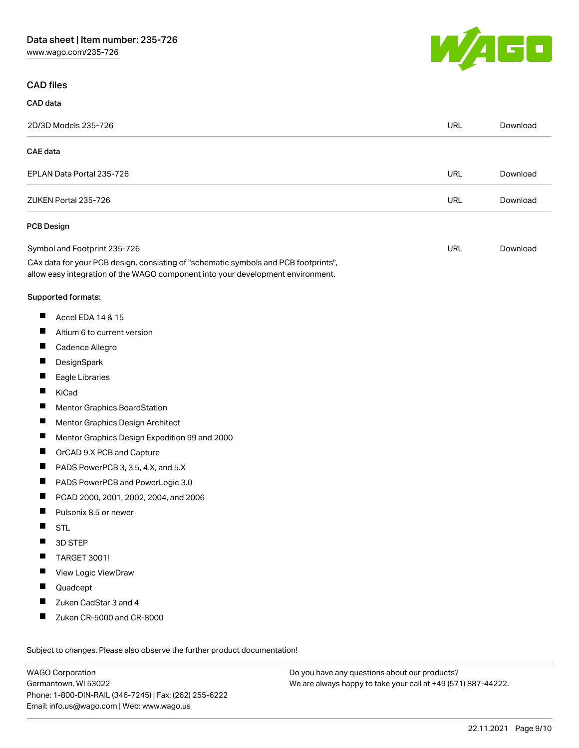## CAD files

### CAD data

| | | |
|---|---|---|
| 2D/3D Models 235-726 | URL | Download |

### CAE data

| | | |
|---|---|---|
| EPLAN Data Portal 235-726 | URL | Download |
| ZUKEN Portal 235-726 | URL | Download |

### PCB Design

| | | |
|---|---|---|
| Symbol and Footprint 235-726 | URL | Download |

CAx data for your PCB design, consisting of "schematic symbols and PCB footprints", allow easy integration of the WAGO component into your development environment.

Supported formats:

- Accel EDA 14 & 15
- Altium 6 to current version
- Cadence Allegro
- DesignSpark
- Eagle Libraries
- KiCad
- Mentor Graphics BoardStation
- Mentor Graphics Design Architect
- Mentor Graphics Design Expedition 99 and 2000
- OrCAD 9.X PCB and Capture
- PADS PowerPCB 3, 3.5, 4.X, and 5.X
- PADS PowerPCB and PowerLogic 3.0
- PCAD 2000, 2001, 2002, 2004, and 2006
- Pulsonix 8.5 or newer
- STL
- 3D STEP
- TARGET 3001!
- View Logic ViewDraw
- Quadcept
- Zuken CadStar 3 and 4
- Zuken CR-5000 and CR-8000

Subject to changes. Please also observe the further product documentation!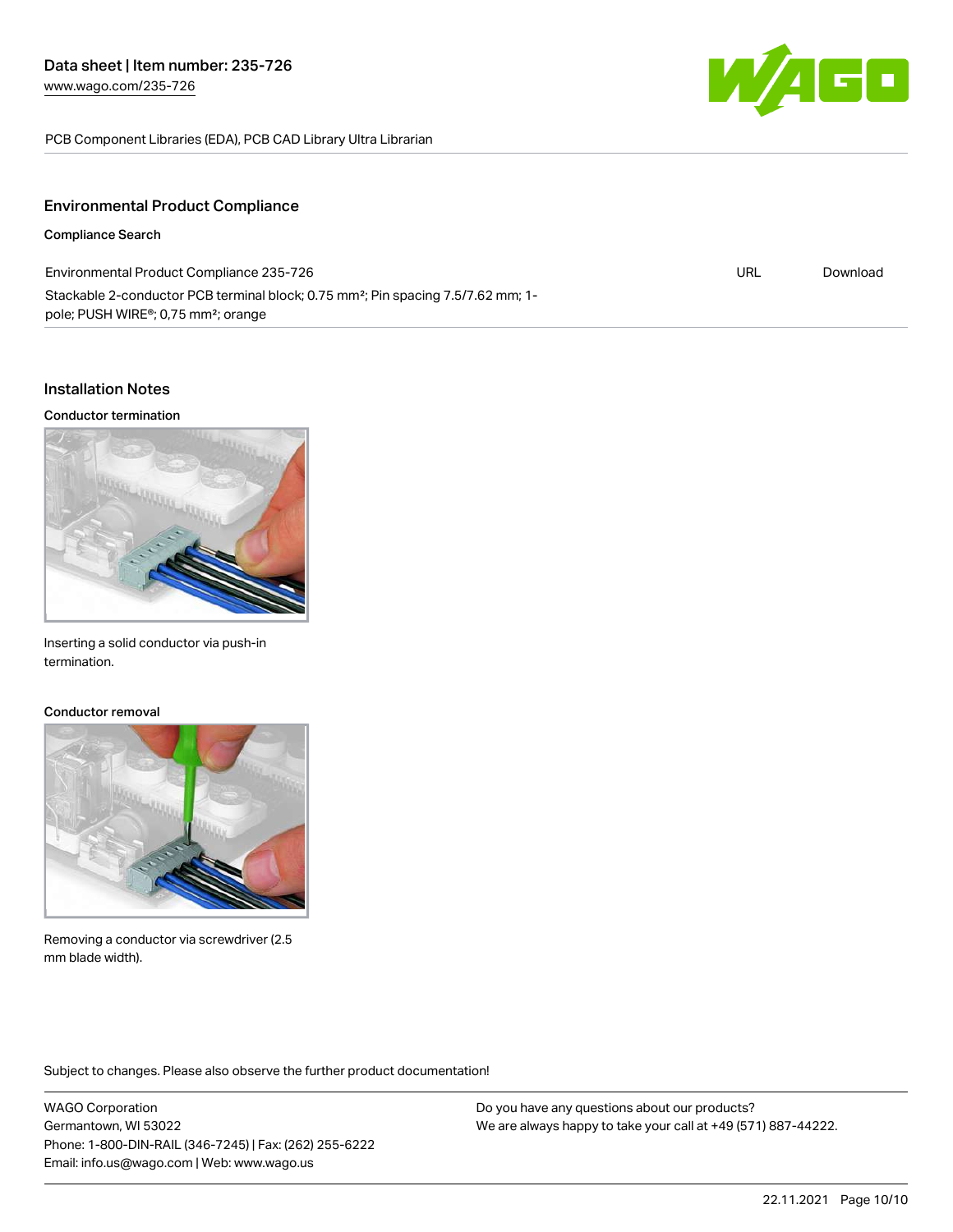## Environmental Product Compliance

### Compliance Search

| | | |
|---|---|---|
| Environmental Product Compliance 235-726<br>Stackable 2-conductor PCB terminal block; 0.75 mm²; Pin spacing 7.5/7.62 mm; 1-pole; PUSH WIRE®; 0,75 mm²; orange | URL | Download |

## Installation Notes

### Conductor termination

Inserting a solid conductor via push-in termination.

### Conductor removal

Removing a conductor via screwdriver (2.5 mm blade width).

Subject to changes. Please also observe the further product documentation!